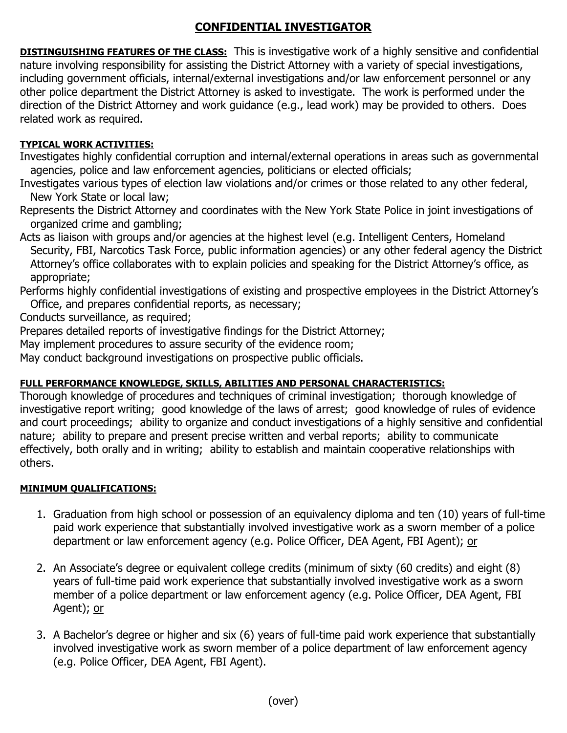# CONFIDENTIAL INVESTIGATOR

**DISTINGUISHING FEATURES OF THE CLASS:** This is investigative work of a highly sensitive and confidential nature involving responsibility for assisting the District Attorney with a variety of special investigations, including government officials, internal/external investigations and/or law enforcement personnel or any other police department the District Attorney is asked to investigate. The work is performed under the direction of the District Attorney and work guidance (e.g., lead work) may be provided to others. Does related work as required.

**TYPICAL WORK ACTIVITIES:**

Investigates highly confidential corruption and internal/external operations in areas such as governmental agencies, police and law enforcement agencies, politicians or elected officials;

Investigates various types of election law violations and/or crimes or those related to any other federal, New York State or local law;

Represents the District Attorney and coordinates with the New York State Police in joint investigations of organized crime and gambling;

Acts as liaison with groups and/or agencies at the highest level (e.g. Intelligent Centers, Homeland Security, FBI, Narcotics Task Force, public information agencies) or any other federal agency the District Attorney's office collaborates with to explain policies and speaking for the District Attorney's office, as appropriate;

Performs highly confidential investigations of existing and prospective employees in the District Attorney's Office, and prepares confidential reports, as necessary;

Conducts surveillance, as required;

Prepares detailed reports of investigative findings for the District Attorney;

May implement procedures to assure security of the evidence room;

May conduct background investigations on prospective public officials.

**FULL PERFORMANCE KNOWLEDGE, SKILLS, ABILITIES AND PERSONAL CHARACTERISTICS:**

Thorough knowledge of procedures and techniques of criminal investigation; thorough knowledge of investigative report writing; good knowledge of the laws of arrest; good knowledge of rules of evidence and court proceedings; ability to organize and conduct investigations of a highly sensitive and confidential nature; ability to prepare and present precise written and verbal reports; ability to communicate effectively, both orally and in writing; ability to establish and maintain cooperative relationships with others.

**MINIMUM QUALIFICATIONS:**

1. Graduation from high school or possession of an equivalency diploma and ten (10) years of full-time paid work experience that substantially involved investigative work as a sworn member of a police department or law enforcement agency (e.g. Police Officer, DEA Agent, FBI Agent); or

2. An Associate's degree or equivalent college credits (minimum of sixty (60 credits) and eight (8) years of full-time paid work experience that substantially involved investigative work as a sworn member of a police department or law enforcement agency (e.g. Police Officer, DEA Agent, FBI Agent); or

3. A Bachelor's degree or higher and six (6) years of full-time paid work experience that substantially involved investigative work as sworn member of a police department of law enforcement agency (e.g. Police Officer, DEA Agent, FBI Agent).

(over)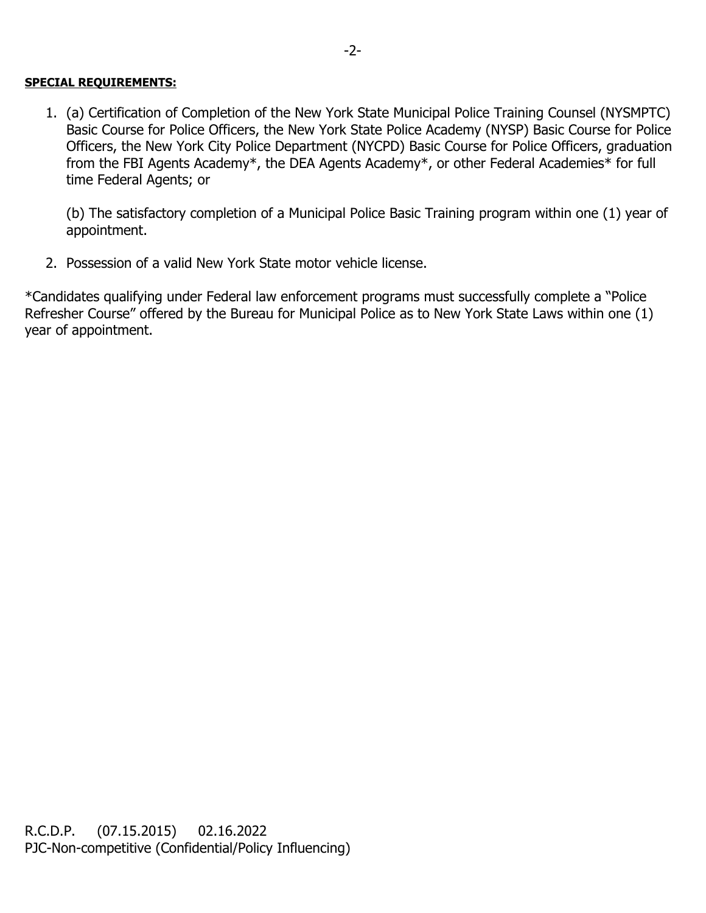**SPECIAL REQUIREMENTS:**

1. (a) Certification of Completion of the New York State Municipal Police Training Counsel (NYSMPTC) Basic Course for Police Officers, the New York State Police Academy (NYSP) Basic Course for Police Officers, the New York City Police Department (NYCPD) Basic Course for Police Officers, graduation from the FBI Agents Academy*, the DEA Agents Academy*, or other Federal Academies* for full time Federal Agents; or

   (b) The satisfactory completion of a Municipal Police Basic Training program within one (1) year of appointment.

2. Possession of a valid New York State motor vehicle license.

*Candidates qualifying under Federal law enforcement programs must successfully complete a "Police Refresher Course" offered by the Bureau for Municipal Police as to New York State Laws within one (1) year of appointment.

R.C.D.P. (07.15.2015) 02.16.2022
PJC-Non-competitive (Confidential/Policy Influencing)